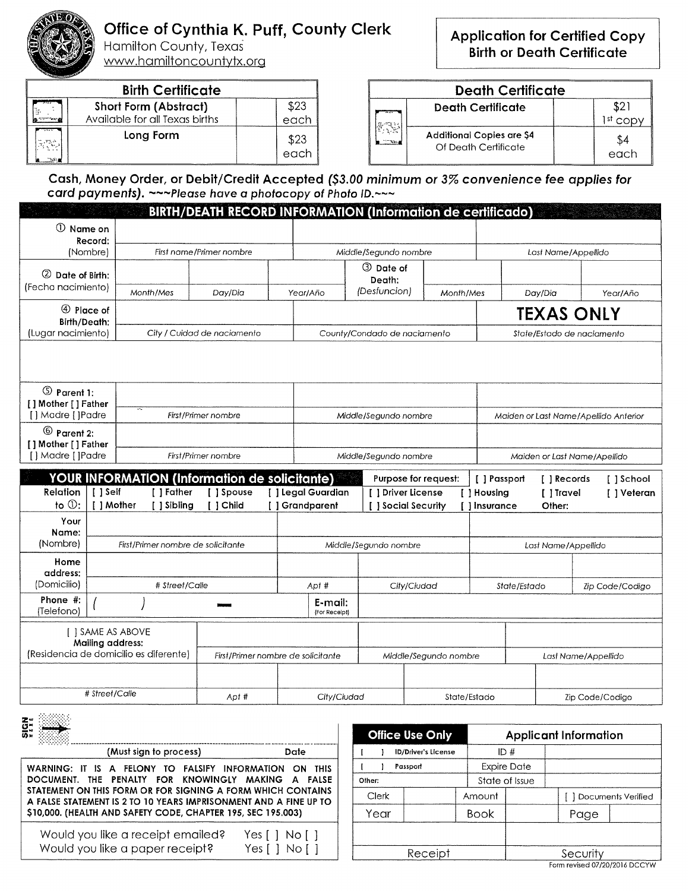# Office of Cynthia K. Puff, County Clerk

Hamilton County, Texas
www.hamiltoncountytx.org

## Application for Certified Copy Birth or Death Certificate

| Birth Certificate | | | |
|---|---|---|---|
| | Short Form (Abstract) Available for all Texas births | | $23 each |
| | Long Form | | $23 each |

| Death Certificate | | | |
|---|---|---|---|
| | Death Certificate | | $21 1st copy |
| | Additional Copies are $4 Of Death Certificate | | $4 each |

**Cash, Money Order, or Debit/Credit Accepted *($3.00 minimum or 3% convenience fee applies for card payments). ~~~Please have a photocopy of Photo ID.~~~***

## BIRTH/DEATH RECORD INFORMATION (Information de certificado)

| | | | | | | | |
|---|---|---|---|---|---|---|---|
| ① Name on Record: (Nombre) | *First name/Primer nombre* | | *Middle/Segundo nombre* | | | *Last Name/Appellido* | |
| ② Date of Birth: (Fecha nacimiento) | *Month/Mes* | *Day/Dia* | *Year/Año* | ③ Date of Death: *(Desfuncion)* | *Month/Mes* | *Day/Dia* | *Year/Año* |
| ④ Place of Birth/Death: (Lugar nacimiento) | *City / Cuidad de naciamento* | | *County/Condado de naciamento* | | | **TEXAS ONLY** *State/Estado de naciamento* | |
| | | | | | | | |
| ⑤ Parent 1: [ ] Mother [ ] Father [ ] Madre [ ]Padre | *First/Primer nombre* | | *Middle/Segundo nombre* | | | *Maiden or Last Name/Apellido Anterior* | |
| ⑥ Parent 2: [ ] Mother [ ] Father [ ] Madre [ ]Padre | *First/Primer nombre* | | *Middle/Segundo nombre* | | | *Maiden or Last Name/Apellido* | |

## YOUR INFORMATION (Information de solicitante)

**Purpose for request:** [ ] Passport [ ] Records [ ] School [ ] Driver License [ ] Housing [ ] Travel [ ] Veteran [ ] Social Security [ ] Insurance Other:

**Relation to ①:** [ ] Self [ ] Father [ ] Spouse [ ] Legal Guardian [ ] Mother [ ] Sibling [ ] Child [ ] Grandparent

| | | | | | |
|---|---|---|---|---|---|
| Your Name: (Nombre) | *First/Primer nombre de solicitante* | | *Middle/Segundo nombre* | *Last Name/Appellido* | |
| Home address: (Domiciiio) | *# Street/Calle* | *Apt #* | *City/Ciudad* | *State/Estado* | *Zip Code/Codigo* |
| Phone #: (Telefono) | ( ) — | E-mail: (For Receipt) | | | |

| | | | | | |
|---|---|---|---|---|---|
| [ ] SAME AS ABOVE Mailing address: (Residencia de domicilio es diferente) | *First/Primer nombre de solicitante* | | *Middle/Segundo nombre* | *Last Name/Appellido* | |
| *# Street/Calle* | *Apt #* | *City/Ciudad* | | *State/Estado* | *Zip Code/Codigo* |

SIGN HERE → ______________________________

(Must sign to process) Date

**WARNING: IT IS A FELONY TO FALSIFY INFORMATION ON THIS DOCUMENT. THE PENALTY FOR KNOWINGLY MAKING A FALSE STATEMENT ON THIS FORM OR FOR SIGNING A FORM WHICH CONTAINS A FALSE STATEMENT IS 2 TO 10 YEARS IMPRISONMENT AND A FINE UP TO $10,000. (HEALTH AND SAFETY CODE, CHAPTER 195, SEC 195.003)**

Would you like a receipt emailed? Yes [ ] No [ ]
Would you like a paper receipt? Yes [ ] No [ ]

| Office Use Only | | Applicant Information | | | |
|---|---|---|---|---|---|
| [ ] ID/Driver's License | | ID # | | | |
| [ ] Passport | | Expire Date | | | |
| Other: | | State of Issue | | | |
| Clerk | | Amount | | [ ] Documents Verified | |
| Year | | Book | | Page | |
| Receipt | | | Security | | |

Form revised 07/20/2016 DCCYW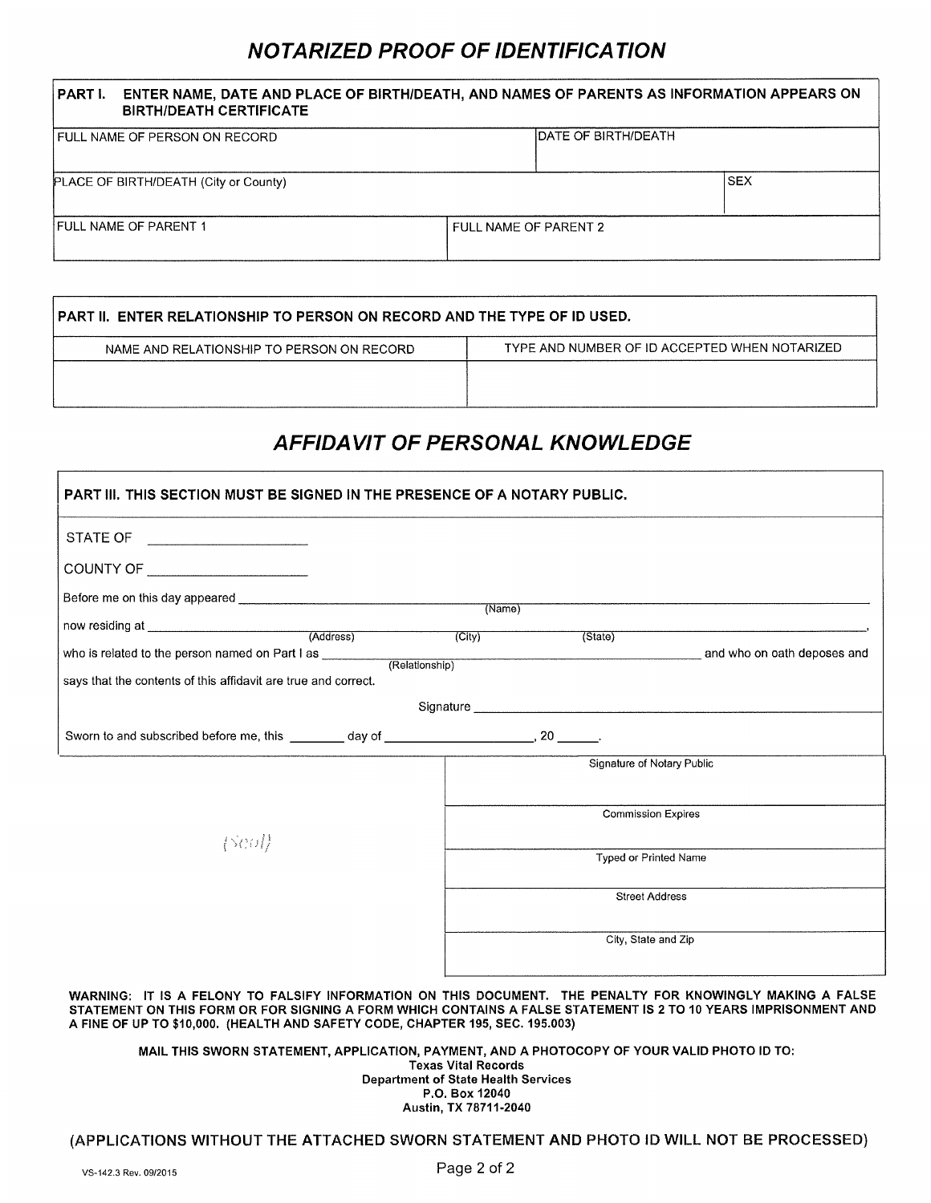# *NOTARIZED PROOF OF IDENTIFICATION*

**PART I. ENTER NAME, DATE AND PLACE OF BIRTH/DEATH, AND NAMES OF PARENTS AS INFORMATION APPEARS ON BIRTH/DEATH CERTIFICATE**

| | | |
|---|---|---|
| FULL NAME OF PERSON ON RECORD | DATE OF BIRTH/DEATH | |
| PLACE OF BIRTH/DEATH (City or County) | | SEX |
| FULL NAME OF PARENT 1 | FULL NAME OF PARENT 2 | |

**PART II. ENTER RELATIONSHIP TO PERSON ON RECORD AND THE TYPE OF ID USED.**

| NAME AND RELATIONSHIP TO PERSON ON RECORD | TYPE AND NUMBER OF ID ACCEPTED WHEN NOTARIZED |
|---|---|
| | |

# *AFFIDAVIT OF PERSONAL KNOWLEDGE*

**PART III. THIS SECTION MUST BE SIGNED IN THE PRESENCE OF A NOTARY PUBLIC.**

STATE OF ____________________

COUNTY OF ____________________

Before me on this day appeared ______________________________ (Name)

now residing at ______________ (Address) ______________ (City) ______________ (State),

who is related to the person named on Part I as ______________ (Relationship) and who on oath deposes and says that the contents of this affidavit are true and correct.

Signature ______________________________

Sworn to and subscribed before me, this ________ day of ____________________, 20 ______.

(Seal)

| |
|---|
| Signature of Notary Public |
| Commission Expires |
| Typed or Printed Name |
| Street Address |
| City, State and Zip |

**WARNING: IT IS A FELONY TO FALSIFY INFORMATION ON THIS DOCUMENT. THE PENALTY FOR KNOWINGLY MAKING A FALSE STATEMENT ON THIS FORM OR FOR SIGNING A FORM WHICH CONTAINS A FALSE STATEMENT IS 2 TO 10 YEARS IMPRISONMENT AND A FINE OF UP TO $10,000. (HEALTH AND SAFETY CODE, CHAPTER 195, SEC. 195.003)**

**MAIL THIS SWORN STATEMENT, APPLICATION, PAYMENT, AND A PHOTOCOPY OF YOUR VALID PHOTO ID TO:**
**Texas Vital Records**
**Department of State Health Services**
**P.O. Box 12040**
**Austin, TX 78711-2040**

(APPLICATIONS WITHOUT THE ATTACHED SWORN STATEMENT AND PHOTO ID WILL NOT BE PROCESSED)

VS-142.3 Rev. 09/2015